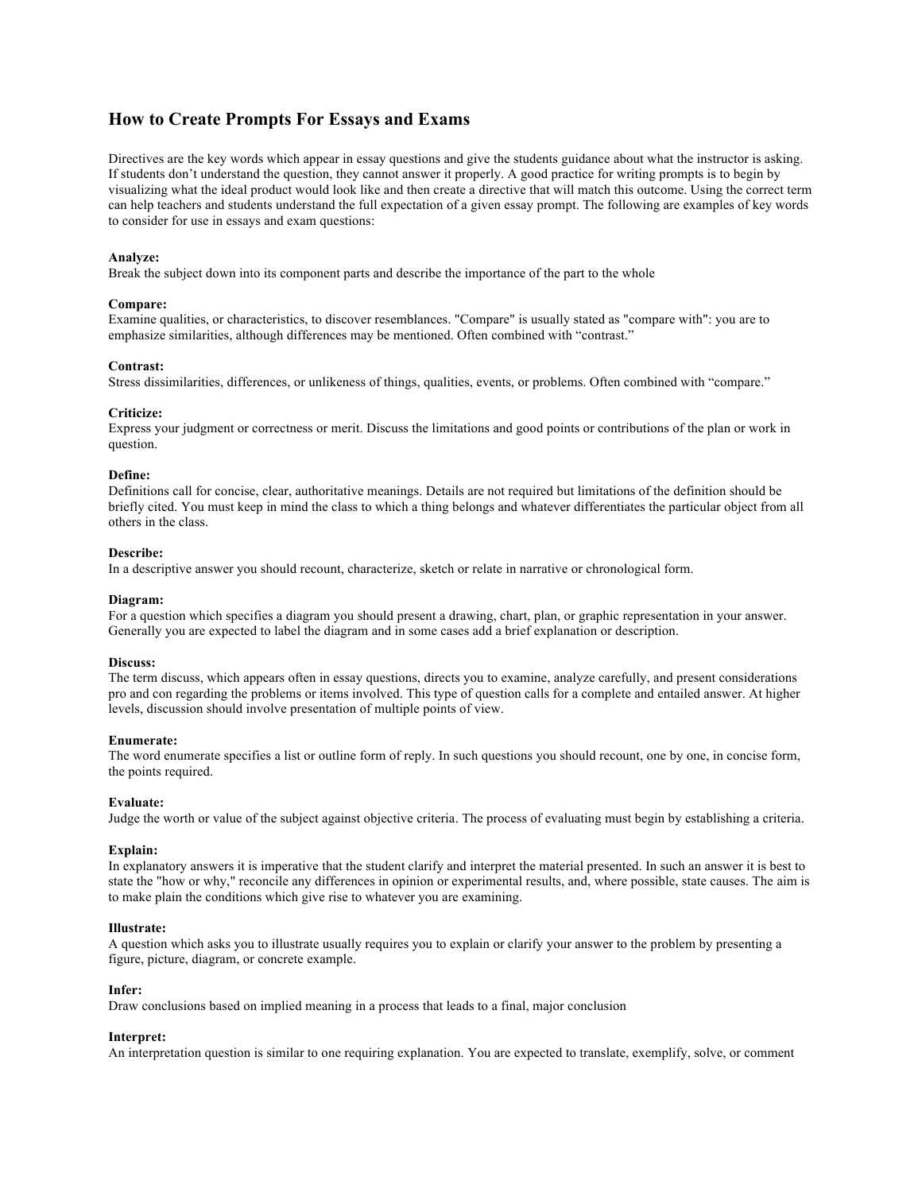# How to Create Prompts For Essays and Exams

Directives are the key words which appear in essay questions and give the students guidance about what the instructor is asking. If students don't understand the question, they cannot answer it properly. A good practice for writing prompts is to begin by visualizing what the ideal product would look like and then create a directive that will match this outcome. Using the correct term can help teachers and students understand the full expectation of a given essay prompt. The following are examples of key words to consider for use in essays and exam questions:

**Analyze:**
Break the subject down into its component parts and describe the importance of the part to the whole

**Compare:**
Examine qualities, or characteristics, to discover resemblances. "Compare" is usually stated as "compare with": you are to emphasize similarities, although differences may be mentioned. Often combined with "contrast."

**Contrast:**
Stress dissimilarities, differences, or unlikeness of things, qualities, events, or problems. Often combined with "compare."

**Criticize:**
Express your judgment or correctness or merit. Discuss the limitations and good points or contributions of the plan or work in question.

**Define:**
Definitions call for concise, clear, authoritative meanings. Details are not required but limitations of the definition should be briefly cited. You must keep in mind the class to which a thing belongs and whatever differentiates the particular object from all others in the class.

**Describe:**
In a descriptive answer you should recount, characterize, sketch or relate in narrative or chronological form.

**Diagram:**
For a question which specifies a diagram you should present a drawing, chart, plan, or graphic representation in your answer. Generally you are expected to label the diagram and in some cases add a brief explanation or description.

**Discuss:**
The term discuss, which appears often in essay questions, directs you to examine, analyze carefully, and present considerations pro and con regarding the problems or items involved. This type of question calls for a complete and entailed answer. At higher levels, discussion should involve presentation of multiple points of view.

**Enumerate:**
The word enumerate specifies a list or outline form of reply. In such questions you should recount, one by one, in concise form, the points required.

**Evaluate:**
Judge the worth or value of the subject against objective criteria. The process of evaluating must begin by establishing a criteria.

**Explain:**
In explanatory answers it is imperative that the student clarify and interpret the material presented. In such an answer it is best to state the "how or why," reconcile any differences in opinion or experimental results, and, where possible, state causes. The aim is to make plain the conditions which give rise to whatever you are examining.

**Illustrate:**
A question which asks you to illustrate usually requires you to explain or clarify your answer to the problem by presenting a figure, picture, diagram, or concrete example.

**Infer:**
Draw conclusions based on implied meaning in a process that leads to a final, major conclusion

**Interpret:**
An interpretation question is similar to one requiring explanation. You are expected to translate, exemplify, solve, or comment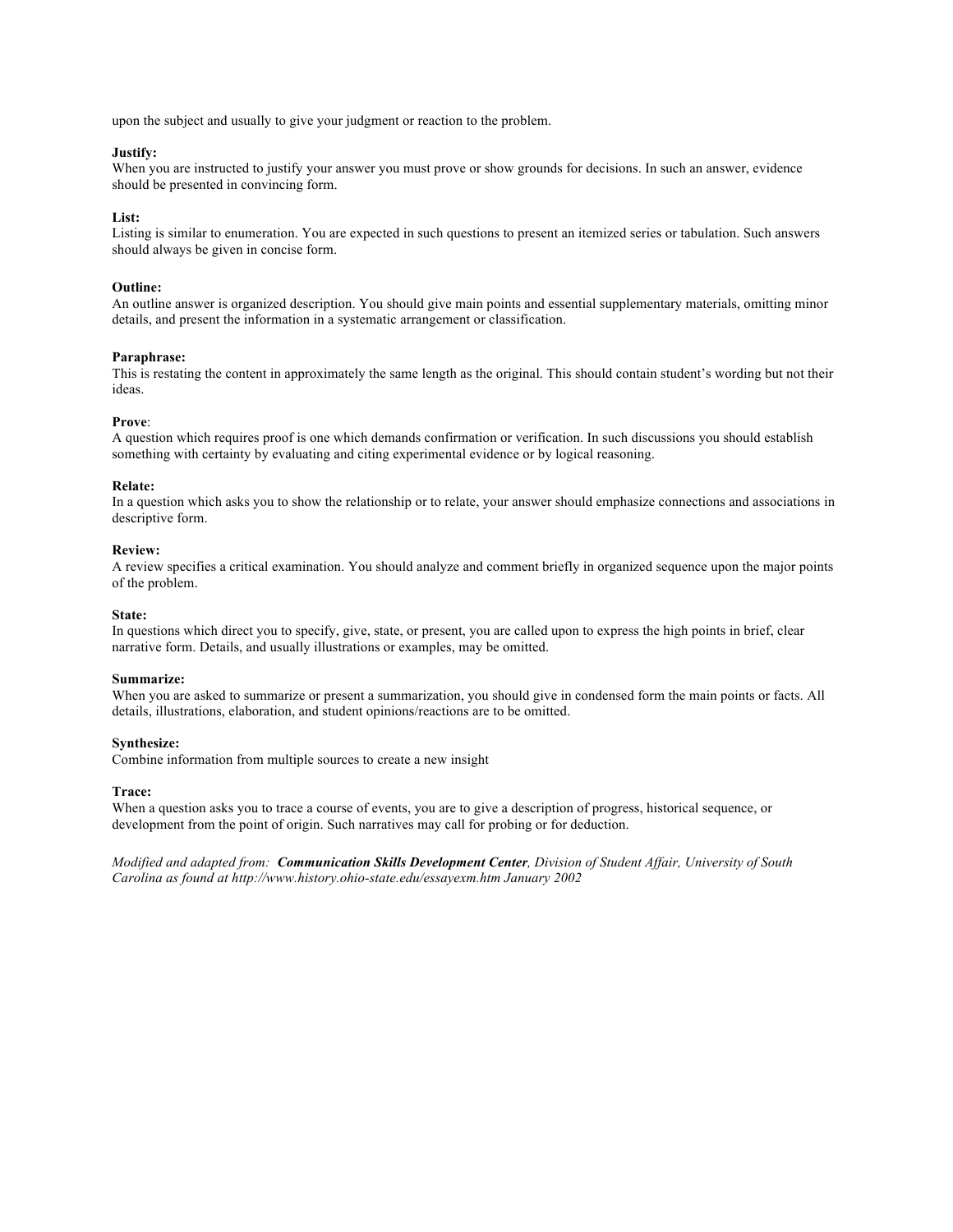upon the subject and usually to give your judgment or reaction to the problem.

**Justify:**
When you are instructed to justify your answer you must prove or show grounds for decisions. In such an answer, evidence should be presented in convincing form.

**List:**
Listing is similar to enumeration. You are expected in such questions to present an itemized series or tabulation. Such answers should always be given in concise form.

**Outline:**
An outline answer is organized description. You should give main points and essential supplementary materials, omitting minor details, and present the information in a systematic arrangement or classification.

**Paraphrase:**
This is restating the content in approximately the same length as the original. This should contain student's wording but not their ideas.

**Prove**:
A question which requires proof is one which demands confirmation or verification. In such discussions you should establish something with certainty by evaluating and citing experimental evidence or by logical reasoning.

**Relate:**
In a question which asks you to show the relationship or to relate, your answer should emphasize connections and associations in descriptive form.

**Review:**
A review specifies a critical examination. You should analyze and comment briefly in organized sequence upon the major points of the problem.

**State:**
In questions which direct you to specify, give, state, or present, you are called upon to express the high points in brief, clear narrative form. Details, and usually illustrations or examples, may be omitted.

**Summarize:**
When you are asked to summarize or present a summarization, you should give in condensed form the main points or facts. All details, illustrations, elaboration, and student opinions/reactions are to be omitted.

**Synthesize:**
Combine information from multiple sources to create a new insight

**Trace:**
When a question asks you to trace a course of events, you are to give a description of progress, historical sequence, or development from the point of origin. Such narratives may call for probing or for deduction.

*Modified and adapted from: **Communication Skills Development Center**, Division of Student Affair, University of South Carolina as found at http://www.history.ohio-state.edu/essayexm.htm January 2002*